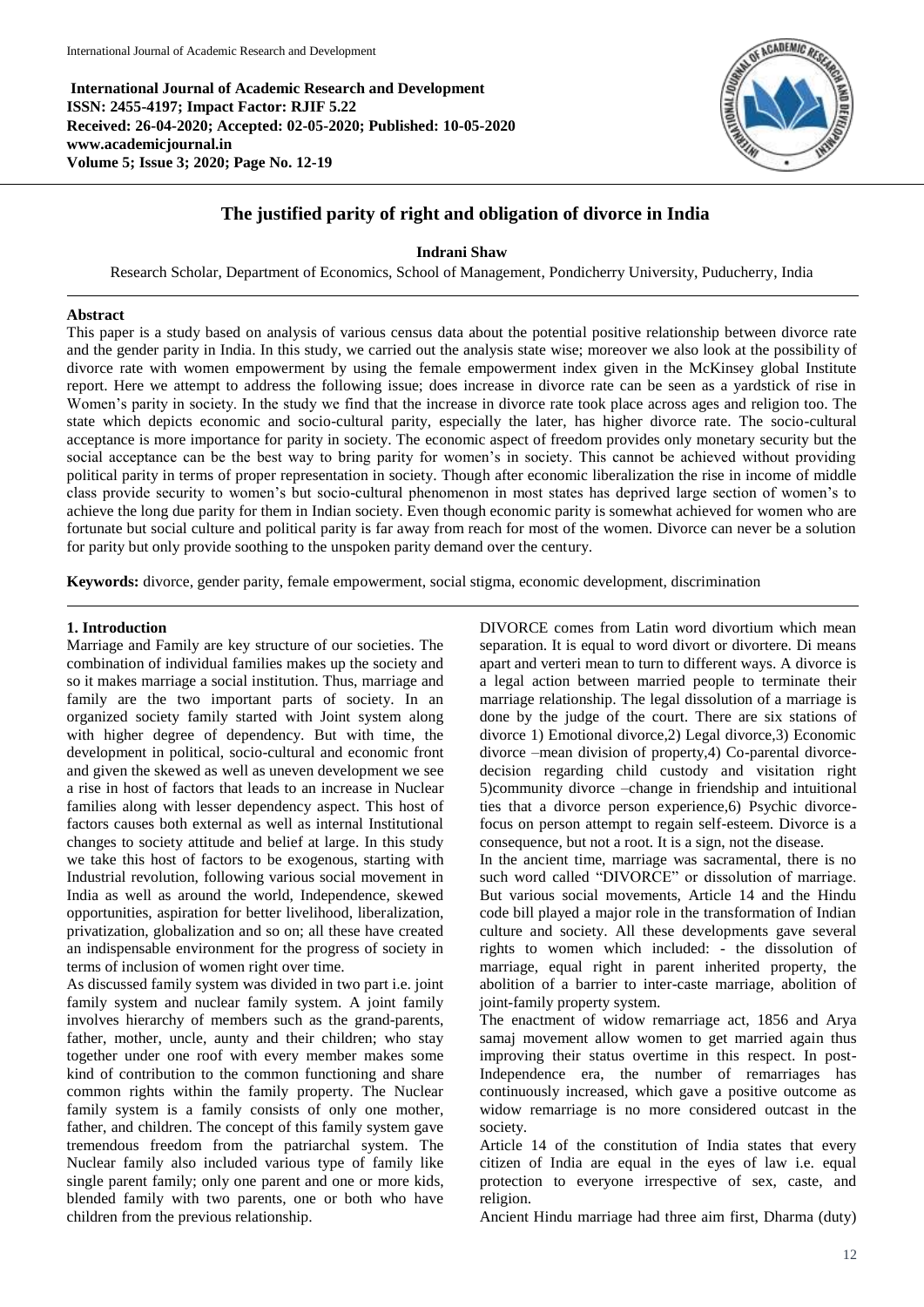**International Journal of Academic Research and Development**
**ISSN: 2455-4197; Impact Factor: RJIF 5.22**
**Received: 26-04-2020; Accepted: 02-05-2020; Published: 10-05-2020**
**www.academicjournal.in**
**Volume 5; Issue 3; 2020; Page No. 12-19**

# The justified parity of right and obligation of divorce in India

**Indrani Shaw**

Research Scholar, Department of Economics, School of Management, Pondicherry University, Puducherry, India

## Abstract

This paper is a study based on analysis of various census data about the potential positive relationship between divorce rate and the gender parity in India. In this study, we carried out the analysis state wise; moreover we also look at the possibility of divorce rate with women empowerment by using the female empowerment index given in the McKinsey global Institute report. Here we attempt to address the following issue; does increase in divorce rate can be seen as a yardstick of rise in Women's parity in society. In the study we find that the increase in divorce rate took place across ages and religion too. The state which depicts economic and socio-cultural parity, especially the later, has higher divorce rate. The socio-cultural acceptance is more importance for parity in society. The economic aspect of freedom provides only monetary security but the social acceptance can be the best way to bring parity for women's in society. This cannot be achieved without providing political parity in terms of proper representation in society. Though after economic liberalization the rise in income of middle class provide security to women's but socio-cultural phenomenon in most states has deprived large section of women's to achieve the long due parity for them in Indian society. Even though economic parity is somewhat achieved for women who are fortunate but social culture and political parity is far away from reach for most of the women. Divorce can never be a solution for parity but only provide soothing to the unspoken parity demand over the century.

**Keywords:** divorce, gender parity, female empowerment, social stigma, economic development, discrimination

## 1. Introduction

Marriage and Family are key structure of our societies. The combination of individual families makes up the society and so it makes marriage a social institution. Thus, marriage and family are the two important parts of society. In an organized society family started with Joint system along with higher degree of dependency. But with time, the development in political, socio-cultural and economic front and given the skewed as well as uneven development we see a rise in host of factors that leads to an increase in Nuclear families along with lesser dependency aspect. This host of factors causes both external as well as internal Institutional changes to society attitude and belief at large. In this study we take this host of factors to be exogenous, starting with Industrial revolution, following various social movement in India as well as around the world, Independence, skewed opportunities, aspiration for better livelihood, liberalization, privatization, globalization and so on; all these have created an indispensable environment for the progress of society in terms of inclusion of women right over time.

As discussed family system was divided in two part i.e. joint family system and nuclear family system. A joint family involves hierarchy of members such as the grand-parents, father, mother, uncle, aunty and their children; who stay together under one roof with every member makes some kind of contribution to the common functioning and share common rights within the family property. The Nuclear family system is a family consists of only one mother, father, and children. The concept of this family system gave tremendous freedom from the patriarchal system. The Nuclear family also included various type of family like single parent family; only one parent and one or more kids, blended family with two parents, one or both who have children from the previous relationship.

DIVORCE comes from Latin word divortium which mean separation. It is equal to word divort or divertere. Di means apart and verteri mean to turn to different ways. A divorce is a legal action between married people to terminate their marriage relationship. The legal dissolution of a marriage is done by the judge of the court. There are six stations of divorce 1) Emotional divorce,2) Legal divorce,3) Economic divorce –mean division of property,4) Co-parental divorce-decision regarding child custody and visitation right 5)community divorce –change in friendship and intuitional ties that a divorce person experience,6) Psychic divorce-focus on person attempt to regain self-esteem. Divorce is a consequence, but not a root. It is a sign, not the disease.

In the ancient time, marriage was sacramental, there is no such word called "DIVORCE" or dissolution of marriage. But various social movements, Article 14 and the Hindu code bill played a major role in the transformation of Indian culture and society. All these developments gave several rights to women which included: - the dissolution of marriage, equal right in parent inherited property, the abolition of a barrier to inter-caste marriage, abolition of joint-family property system.

The enactment of widow remarriage act, 1856 and Arya samaj movement allow women to get married again thus improving their status overtime in this respect. In post-Independence era, the number of remarriages has continuously increased, which gave a positive outcome as widow remarriage is no more considered outcast in the society.

Article 14 of the constitution of India states that every citizen of India are equal in the eyes of law i.e. equal protection to everyone irrespective of sex, caste, and religion.

Ancient Hindu marriage had three aim first, Dharma (duty)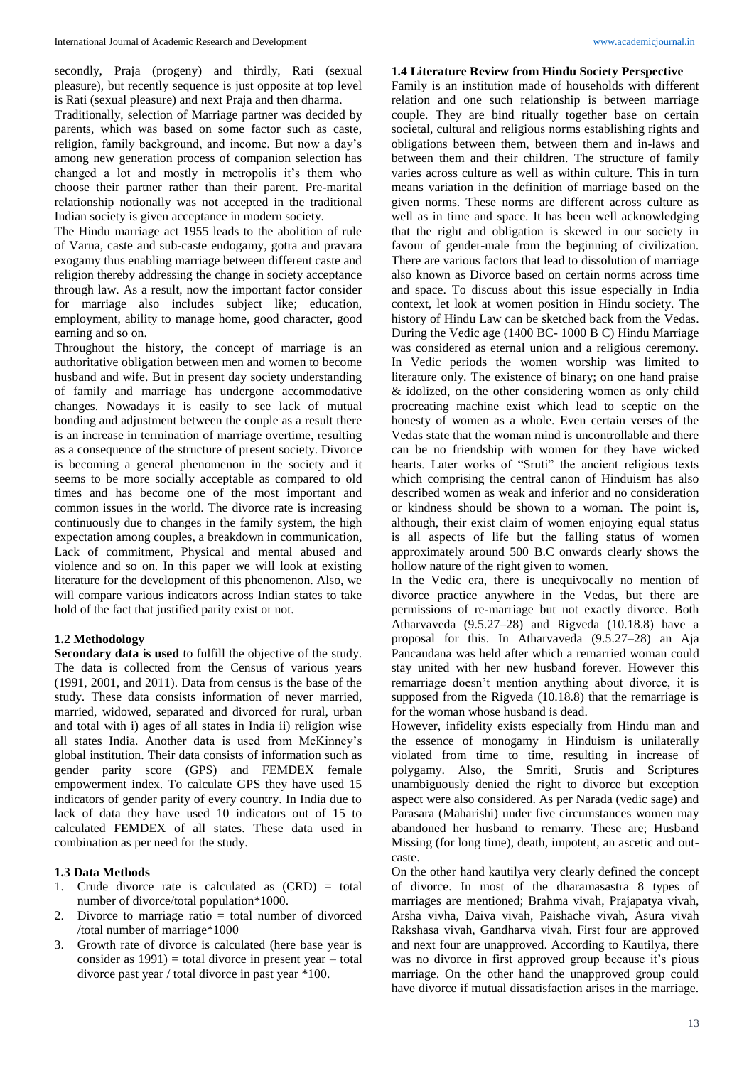secondly, Praja (progeny) and thirdly, Rati (sexual pleasure), but recently sequence is just opposite at top level is Rati (sexual pleasure) and next Praja and then dharma.

Traditionally, selection of Marriage partner was decided by parents, which was based on some factor such as caste, religion, family background, and income. But now a day's among new generation process of companion selection has changed a lot and mostly in metropolis it's them who choose their partner rather than their parent. Pre-marital relationship notionally was not accepted in the traditional Indian society is given acceptance in modern society.

The Hindu marriage act 1955 leads to the abolition of rule of Varna, caste and sub-caste endogamy, gotra and pravara exogamy thus enabling marriage between different caste and religion thereby addressing the change in society acceptance through law. As a result, now the important factor consider for marriage also includes subject like; education, employment, ability to manage home, good character, good earning and so on.

Throughout the history, the concept of marriage is an authoritative obligation between men and women to become husband and wife. But in present day society understanding of family and marriage has undergone accommodative changes. Nowadays it is easily to see lack of mutual bonding and adjustment between the couple as a result there is an increase in termination of marriage overtime, resulting as a consequence of the structure of present society. Divorce is becoming a general phenomenon in the society and it seems to be more socially acceptable as compared to old times and has become one of the most important and common issues in the world. The divorce rate is increasing continuously due to changes in the family system, the high expectation among couples, a breakdown in communication, Lack of commitment, Physical and mental abused and violence and so on. In this paper we will look at existing literature for the development of this phenomenon. Also, we will compare various indicators across Indian states to take hold of the fact that justified parity exist or not.

### 1.2 Methodology

**Secondary data is used** to fulfill the objective of the study. The data is collected from the Census of various years (1991, 2001, and 2011). Data from census is the base of the study. These data consists information of never married, married, widowed, separated and divorced for rural, urban and total with i) ages of all states in India ii) religion wise all states India. Another data is used from McKinney's global institution. Their data consists of information such as gender parity score (GPS) and FEMDEX female empowerment index. To calculate GPS they have used 15 indicators of gender parity of every country. In India due to lack of data they have used 10 indicators out of 15 to calculated FEMDEX of all states. These data used in combination as per need for the study.

### 1.3 Data Methods

1. Crude divorce rate is calculated as (CRD) = total number of divorce/total population\*1000.
2. Divorce to marriage ratio = total number of divorced /total number of marriage\*1000
3. Growth rate of divorce is calculated (here base year is consider as 1991) = total divorce in present year – total divorce past year / total divorce in past year \*100.

### 1.4 Literature Review from Hindu Society Perspective

Family is an institution made of households with different relation and one such relationship is between marriage couple. They are bind ritually together base on certain societal, cultural and religious norms establishing rights and obligations between them, between them and in-laws and between them and their children. The structure of family varies across culture as well as within culture. This in turn means variation in the definition of marriage based on the given norms. These norms are different across culture as well as in time and space. It has been well acknowledging that the right and obligation is skewed in our society in favour of gender-male from the beginning of civilization. There are various factors that lead to dissolution of marriage also known as Divorce based on certain norms across time and space. To discuss about this issue especially in India context, let look at women position in Hindu society. The history of Hindu Law can be sketched back from the Vedas. During the Vedic age (1400 BC- 1000 B C) Hindu Marriage was considered as eternal union and a religious ceremony. In Vedic periods the women worship was limited to literature only. The existence of binary; on one hand praise & idolized, on the other considering women as only child procreating machine exist which lead to sceptic on the honesty of women as a whole. Even certain verses of the Vedas state that the woman mind is uncontrollable and there can be no friendship with women for they have wicked hearts. Later works of "Sruti" the ancient religious texts which comprising the central canon of Hinduism has also described women as weak and inferior and no consideration or kindness should be shown to a woman. The point is, although, their exist claim of women enjoying equal status is all aspects of life but the falling status of women approximately around 500 B.C onwards clearly shows the hollow nature of the right given to women.

In the Vedic era, there is unequivocally no mention of divorce practice anywhere in the Vedas, but there are permissions of re-marriage but not exactly divorce. Both Atharvaveda (9.5.27–28) and Rigveda (10.18.8) have a proposal for this. In Atharvaveda (9.5.27–28) an Aja Pancaudana was held after which a remarried woman could stay united with her new husband forever. However this remarriage doesn't mention anything about divorce, it is supposed from the Rigveda (10.18.8) that the remarriage is for the woman whose husband is dead.

However, infidelity exists especially from Hindu man and the essence of monogamy in Hinduism is unilaterally violated from time to time, resulting in increase of polygamy. Also, the Smriti, Srutis and Scriptures unambiguously denied the right to divorce but exception aspect were also considered. As per Narada (vedic sage) and Parasara (Maharishi) under five circumstances women may abandoned her husband to remarry. These are; Husband Missing (for long time), death, impotent, an ascetic and out-caste.

On the other hand kautilya very clearly defined the concept of divorce. In most of the dharamasastra 8 types of marriages are mentioned; Brahma vivah, Prajapatya vivah, Arsha vivha, Daiva vivah, Paishache vivah, Asura vivah Rakshasa vivah, Gandharva vivah. First four are approved and next four are unapproved. According to Kautilya, there was no divorce in first approved group because it's pious marriage. On the other hand the unapproved group could have divorce if mutual dissatisfaction arises in the marriage.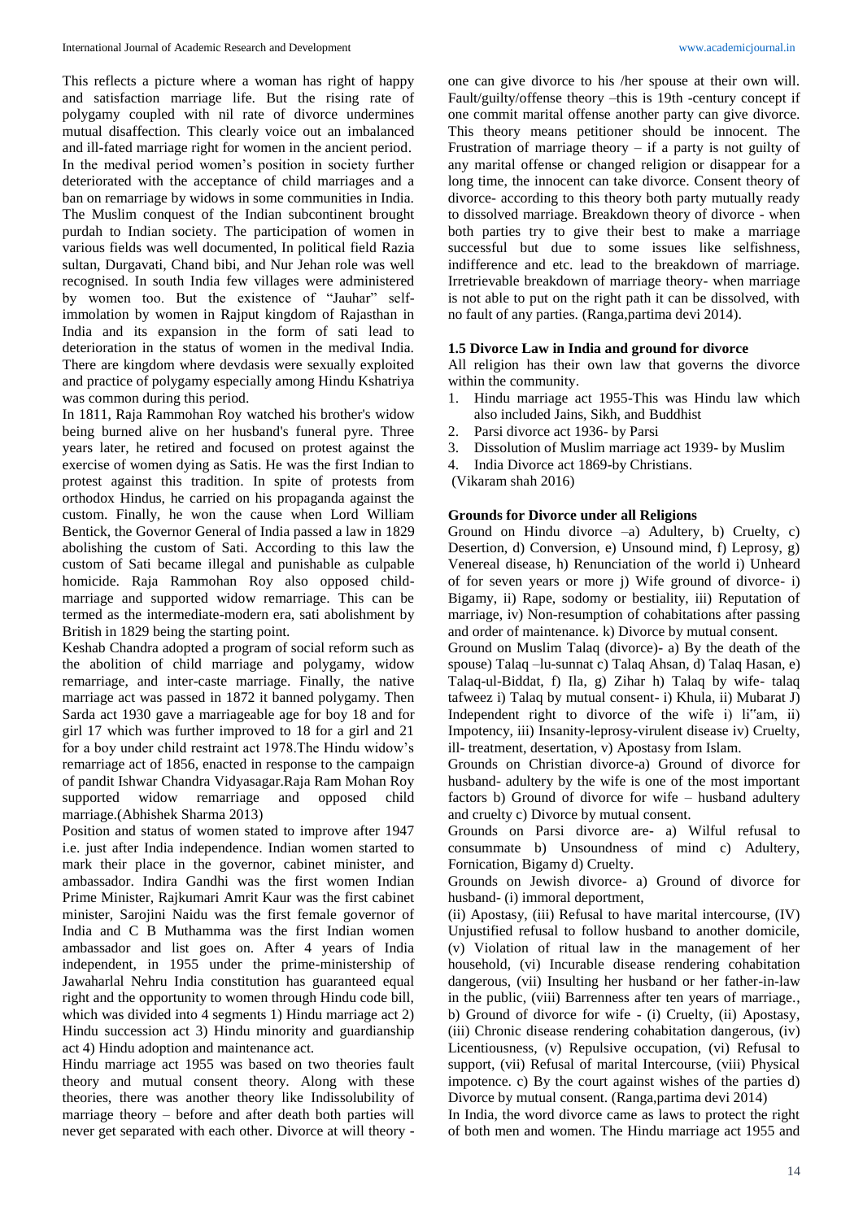This reflects a picture where a woman has right of happy and satisfaction marriage life. But the rising rate of polygamy coupled with nil rate of divorce undermines mutual disaffection. This clearly voice out an imbalanced and ill-fated marriage right for women in the ancient period.

In the medival period women's position in society further deteriorated with the acceptance of child marriages and a ban on remarriage by widows in some communities in India. The Muslim conquest of the Indian subcontinent brought purdah to Indian society. The participation of women in various fields was well documented, In political field Razia sultan, Durgavati, Chand bibi, and Nur Jehan role was well recognised. In south India few villages were administered by women too. But the existence of "Jauhar" self-immolation by women in Rajput kingdom of Rajasthan in India and its expansion in the form of sati lead to deterioration in the status of women in the medival India. There are kingdom where devdasis were sexually exploited and practice of polygamy especially among Hindu Kshatriya was common during this period.

In 1811, Raja Rammohan Roy watched his brother's widow being burned alive on her husband's funeral pyre. Three years later, he retired and focused on protest against the exercise of women dying as Satis. He was the first Indian to protest against this tradition. In spite of protests from orthodox Hindus, he carried on his propaganda against the custom. Finally, he won the cause when Lord William Bentick, the Governor General of India passed a law in 1829 abolishing the custom of Sati. According to this law the custom of Sati became illegal and punishable as culpable homicide. Raja Rammohan Roy also opposed child-marriage and supported widow remarriage. This can be termed as the intermediate-modern era, sati abolishment by British in 1829 being the starting point.

Keshab Chandra adopted a program of social reform such as the abolition of child marriage and polygamy, widow remarriage, and inter-caste marriage. Finally, the native marriage act was passed in 1872 it banned polygamy. Then Sarda act 1930 gave a marriageable age for boy 18 and for girl 17 which was further improved to 18 for a girl and 21 for a boy under child restraint act 1978.The Hindu widow's remarriage act of 1856, enacted in response to the campaign of pandit Ishwar Chandra Vidyasagar.Raja Ram Mohan Roy supported widow remarriage and opposed child marriage.(Abhishek Sharma 2013)

Position and status of women stated to improve after 1947 i.e. just after India independence. Indian women started to mark their place in the governor, cabinet minister, and ambassador. Indira Gandhi was the first women Indian Prime Minister, Rajkumari Amrit Kaur was the first cabinet minister, Sarojini Naidu was the first female governor of India and C B Muthamma was the first Indian women ambassador and list goes on. After 4 years of India independent, in 1955 under the prime-ministership of Jawaharlal Nehru India constitution has guaranteed equal right and the opportunity to women through Hindu code bill, which was divided into 4 segments 1) Hindu marriage act 2) Hindu succession act 3) Hindu minority and guardianship act 4) Hindu adoption and maintenance act.

Hindu marriage act 1955 was based on two theories fault theory and mutual consent theory. Along with these theories, there was another theory like Indissolubility of marriage theory – before and after death both parties will never get separated with each other. Divorce at will theory - one can give divorce to his /her spouse at their own will. Fault/guilty/offense theory –this is 19th -century concept if one commit marital offense another party can give divorce. This theory means petitioner should be innocent. The Frustration of marriage theory – if a party is not guilty of any marital offense or changed religion or disappear for a long time, the innocent can take divorce. Consent theory of divorce- according to this theory both party mutually ready to dissolved marriage. Breakdown theory of divorce - when both parties try to give their best to make a marriage successful but due to some issues like selfishness, indifference and etc. lead to the breakdown of marriage. Irretrievable breakdown of marriage theory- when marriage is not able to put on the right path it can be dissolved, with no fault of any parties. (Ranga,partima devi 2014).

### 1.5 Divorce Law in India and ground for divorce

All religion has their own law that governs the divorce within the community.

1. Hindu marriage act 1955-This was Hindu law which also included Jains, Sikh, and Buddhist
2. Parsi divorce act 1936- by Parsi
3. Dissolution of Muslim marriage act 1939- by Muslim
4. India Divorce act 1869-by Christians.

(Vikaram shah 2016)

### Grounds for Divorce under all Religions

Ground on Hindu divorce –a) Adultery, b) Cruelty, c) Desertion, d) Conversion, e) Unsound mind, f) Leprosy, g) Venereal disease, h) Renunciation of the world i) Unheard of for seven years or more j) Wife ground of divorce- i) Bigamy, ii) Rape, sodomy or bestiality, iii) Reputation of marriage, iv) Non-resumption of cohabitations after passing and order of maintenance. k) Divorce by mutual consent.

Ground on Muslim Talaq (divorce)- a) By the death of the spouse) Talaq –lu-sunnat c) Talaq Ahsan, d) Talaq Hasan, e) Talaq-ul-Biddat, f) Ila, g) Zihar h) Talaq by wife- talaq tafweez i) Talaq by mutual consent- i) Khula, ii) Mubarat J) Independent right to divorce of the wife i) li‶am, ii) Impotency, iii) Insanity-leprosy-virulent disease iv) Cruelty, ill- treatment, desertation, v) Apostasy from Islam.

Grounds on Christian divorce-a) Ground of divorce for husband- adultery by the wife is one of the most important factors b) Ground of divorce for wife – husband adultery and cruelty c) Divorce by mutual consent.

Grounds on Parsi divorce are- a) Wilful refusal to consummate b) Unsoundness of mind c) Adultery, Fornication, Bigamy d) Cruelty.

Grounds on Jewish divorce- a) Ground of divorce for husband- (i) immoral deportment,

(ii) Apostasy, (iii) Refusal to have marital intercourse, (IV) Unjustified refusal to follow husband to another domicile, (v) Violation of ritual law in the management of her household, (vi) Incurable disease rendering cohabitation dangerous, (vii) Insulting her husband or her father-in-law in the public, (viii) Barrenness after ten years of marriage., b) Ground of divorce for wife - (i) Cruelty, (ii) Apostasy, (iii) Chronic disease rendering cohabitation dangerous, (iv) Licentiousness, (v) Repulsive occupation, (vi) Refusal to support, (vii) Refusal of marital Intercourse, (viii) Physical impotence. c) By the court against wishes of the parties d) Divorce by mutual consent. (Ranga,partima devi 2014)

In India, the word divorce came as laws to protect the right of both men and women. The Hindu marriage act 1955 and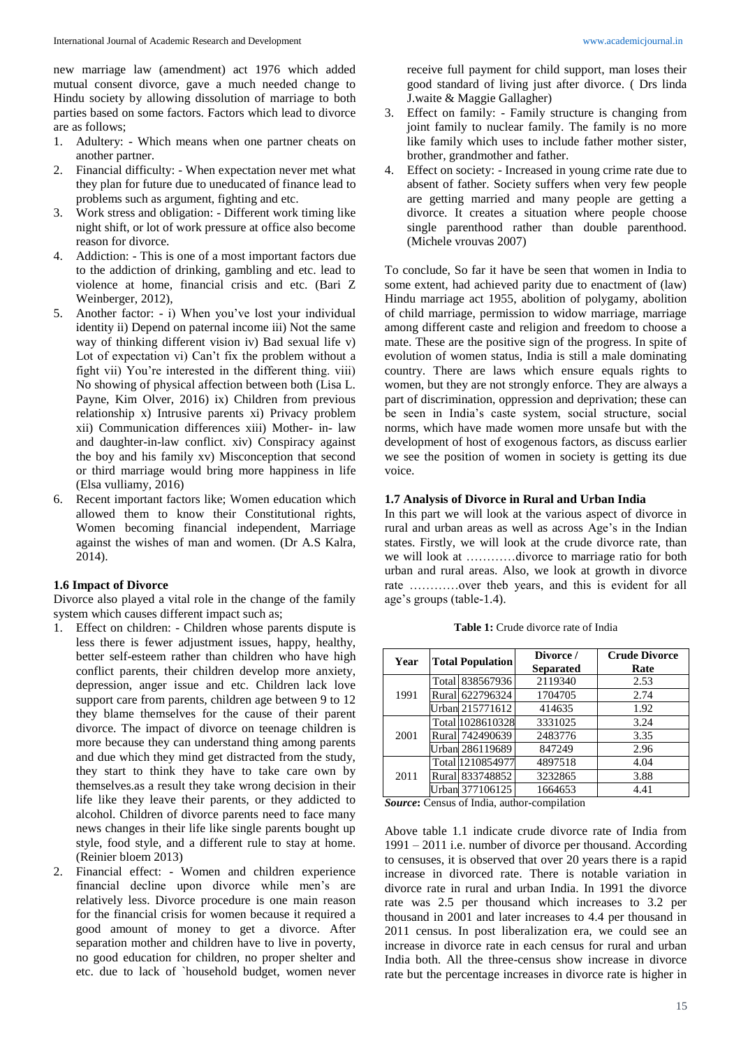new marriage law (amendment) act 1976 which added mutual consent divorce, gave a much needed change to Hindu society by allowing dissolution of marriage to both parties based on some factors. Factors which lead to divorce are as follows;

1. Adultery: - Which means when one partner cheats on another partner.
2. Financial difficulty: - When expectation never met what they plan for future due to uneducated of finance lead to problems such as argument, fighting and etc.
3. Work stress and obligation: - Different work timing like night shift, or lot of work pressure at office also become reason for divorce.
4. Addiction: - This is one of a most important factors due to the addiction of drinking, gambling and etc. lead to violence at home, financial crisis and etc. (Bari Z Weinberger, 2012),
5. Another factor: - i) When you've lost your individual identity ii) Depend on paternal income iii) Not the same way of thinking different vision iv) Bad sexual life v) Lot of expectation vi) Can't fix the problem without a fight vii) You're interested in the different thing. viii) No showing of physical affection between both (Lisa L. Payne, Kim Olver, 2016) ix) Children from previous relationship x) Intrusive parents xi) Privacy problem xii) Communication differences xiii) Mother- in- law and daughter-in-law conflict. xiv) Conspiracy against the boy and his family xv) Misconception that second or third marriage would bring more happiness in life (Elsa vulliamy, 2016)
6. Recent important factors like; Women education which allowed them to know their Constitutional rights, Women becoming financial independent, Marriage against the wishes of man and women. (Dr A.S Kalra, 2014).

### 1.6 Impact of Divorce

Divorce also played a vital role in the change of the family system which causes different impact such as;

1. Effect on children: - Children whose parents dispute is less there is fewer adjustment issues, happy, healthy, better self-esteem rather than children who have high conflict parents, their children develop more anxiety, depression, anger issue and etc. Children lack love support care from parents, children age between 9 to 12 they blame themselves for the cause of their parent divorce. The impact of divorce on teenage children is more because they can understand thing among parents and due which they mind get distracted from the study, they start to think they have to take care own by themselves.as a result they take wrong decision in their life like they leave their parents, or they addicted to alcohol. Children of divorce parents need to face many news changes in their life like single parents bought up style, food style, and a different rule to stay at home. (Reinier bloem 2013)
2. Financial effect: - Women and children experience financial decline upon divorce while men's are relatively less. Divorce procedure is one main reason for the financial crisis for women because it required a good amount of money to get a divorce. After separation mother and children have to live in poverty, no good education for children, no proper shelter and etc. due to lack of `household budget, women never receive full payment for child support, man loses their good standard of living just after divorce. ( Drs linda J.waite & Maggie Gallagher)
3. Effect on family: - Family structure is changing from joint family to nuclear family. The family is no more like family which uses to include father mother sister, brother, grandmother and father.
4. Effect on society: - Increased in young crime rate due to absent of father. Society suffers when very few people are getting married and many people are getting a divorce. It creates a situation where people choose single parenthood rather than double parenthood. (Michele vrouvas 2007)

To conclude, So far it have be seen that women in India to some extent, had achieved parity due to enactment of (law) Hindu marriage act 1955, abolition of polygamy, abolition of child marriage, permission to widow marriage, marriage among different caste and religion and freedom to choose a mate. These are the positive sign of the progress. In spite of evolution of women status, India is still a male dominating country. There are laws which ensure equals rights to women, but they are not strongly enforce. They are always a part of discrimination, oppression and deprivation; these can be seen in India's caste system, social structure, social norms, which have made women more unsafe but with the development of host of exogenous factors, as discuss earlier we see the position of women in society is getting its due voice.

### 1.7 Analysis of Divorce in Rural and Urban India

In this part we will look at the various aspect of divorce in rural and urban areas as well as across Age's in the Indian states. Firstly, we will look at the crude divorce rate, than we will look at …………divorce to marriage ratio for both urban and rural areas. Also, we look at growth in divorce rate …………over theb years, and this is evident for all age's groups (table-1.4).

**Table 1:** Crude divorce rate of India

| Year | Total Population | | Divorce / Separated | Crude Divorce Rate |
|---|---|---|---|---|
| 1991 | Total | 838567936 | 2119340 | 2.53 |
| | Rural | 622796324 | 1704705 | 2.74 |
| | Urban | 215771612 | 414635 | 1.92 |
| 2001 | Total | 1028610328 | 3331025 | 3.24 |
| | Rural | 742490639 | 2483776 | 3.35 |
| | Urban | 286119689 | 847249 | 2.96 |
| 2011 | Total | 1210854977 | 4897518 | 4.04 |
| | Rural | 833748852 | 3232865 | 3.88 |
| | Urban | 377106125 | 1664653 | 4.41 |

***Source*:** Census of India, author-compilation

Above table 1.1 indicate crude divorce rate of India from 1991 – 2011 i.e. number of divorce per thousand. According to censuses, it is observed that over 20 years there is a rapid increase in divorced rate. There is notable variation in divorce rate in rural and urban India. In 1991 the divorce rate was 2.5 per thousand which increases to 3.2 per thousand in 2001 and later increases to 4.4 per thousand in 2011 census. In post liberalization era, we could see an increase in divorce rate in each census for rural and urban India both. All the three-census show increase in divorce rate but the percentage increases in divorce rate is higher in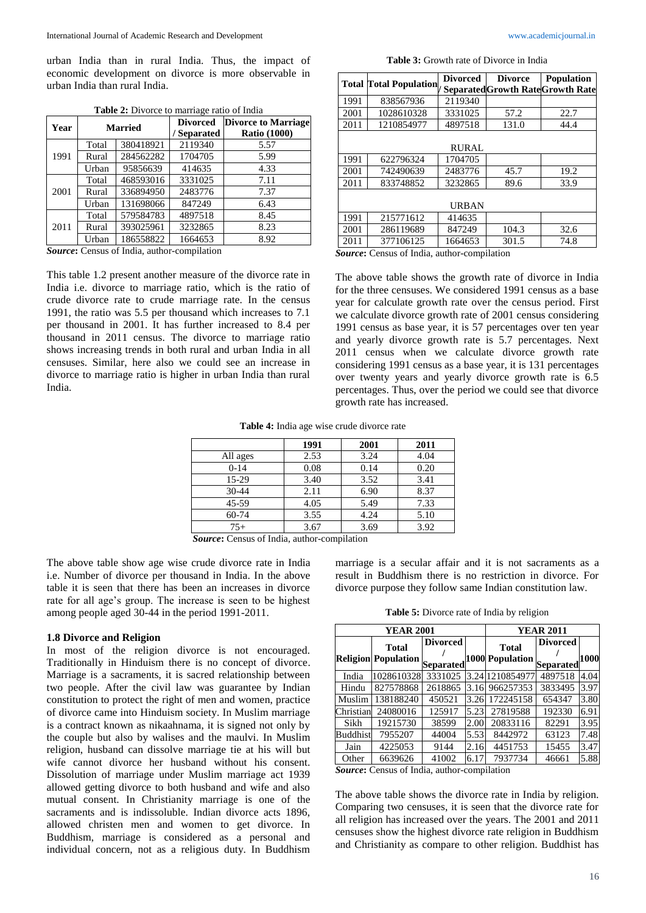urban India than in rural India. Thus, the impact of economic development on divorce is more observable in urban India than rural India.

**Table 2:** Divorce to marriage ratio of India

| Year | Married | | Divorced / Separated | Divorce to Marriage Ratio (1000) |
|---|---|---|---|---|
| 1991 | Total | 380418921 | 2119340 | 5.57 |
| | Rural | 284562282 | 1704705 | 5.99 |
| | Urban | 95856639 | 414635 | 4.33 |
| 2001 | Total | 468593016 | 3331025 | 7.11 |
| | Rural | 336894950 | 2483776 | 7.37 |
| | Urban | 131698066 | 847249 | 6.43 |
| 2011 | Total | 579584783 | 4897518 | 8.45 |
| | Rural | 393025961 | 3232865 | 8.23 |
| | Urban | 186558822 | 1664653 | 8.92 |

***Source*:** Census of India, author-compilation

This table 1.2 present another measure of the divorce rate in India i.e. divorce to marriage ratio, which is the ratio of crude divorce rate to crude marriage rate. In the census 1991, the ratio was 5.5 per thousand which increases to 7.1 per thousand in 2001. It has further increased to 8.4 per thousand in 2011 census. The divorce to marriage ratio shows increasing trends in both rural and urban India in all censuses. Similar, here also we could see an increase in divorce to marriage ratio is higher in urban India than rural India.

**Table 3:** Growth rate of Divorce in India

| Total | Total Population | Divorced / Separated | Divorce Growth Rate | Population Growth Rate |
|---|---|---|---|---|
| 1991 | 838567936 | 2119340 | | |
| 2001 | 1028610328 | 3331025 | 57.2 | 22.7 |
| 2011 | 1210854977 | 4897518 | 131.0 | 44.4 |
| | | RURAL | | |
| 1991 | 622796324 | 1704705 | | |
| 2001 | 742490639 | 2483776 | 45.7 | 19.2 |
| 2011 | 833748852 | 3232865 | 89.6 | 33.9 |
| | | URBAN | | |
| 1991 | 215771612 | 414635 | | |
| 2001 | 286119689 | 847249 | 104.3 | 32.6 |
| 2011 | 377106125 | 1664653 | 301.5 | 74.8 |

***Source*:** Census of India, author-compilation

The above table shows the growth rate of divorce in India for the three censuses. We considered 1991 census as a base year for calculate growth rate over the census period. First we calculate divorce growth rate of 2001 census considering 1991 census as base year, it is 57 percentages over ten year and yearly divorce growth rate is 5.7 percentages. Next 2011 census when we calculate divorce growth rate considering 1991 census as a base year, it is 131 percentages over twenty years and yearly divorce growth rate is 6.5 percentages. Thus, over the period we could see that divorce growth rate has increased.

**Table 4:** India age wise crude divorce rate

| | 1991 | 2001 | 2011 |
|---|---|---|---|
| All ages | 2.53 | 3.24 | 4.04 |
| 0-14 | 0.08 | 0.14 | 0.20 |
| 15-29 | 3.40 | 3.52 | 3.41 |
| 30-44 | 2.11 | 6.90 | 8.37 |
| 45-59 | 4.05 | 5.49 | 7.33 |
| 60-74 | 3.55 | 4.24 | 5.10 |
| 75+ | 3.67 | 3.69 | 3.92 |

***Source*:** Census of India, author-compilation

The above table show age wise crude divorce rate in India i.e. Number of divorce per thousand in India. In the above table it is seen that there has been an increases in divorce rate for all age's group. The increase is seen to be highest among people aged 30-44 in the period 1991-2011.

### 1.8 Divorce and Religion

In most of the religion divorce is not encouraged. Traditionally in Hinduism there is no concept of divorce. Marriage is a sacraments, it is sacred relationship between two people. After the civil law was guarantee by Indian constitution to protect the right of men and women, practice of divorce came into Hinduism society. In Muslim marriage is a contract known as nikaahnama, it is signed not only by the couple but also by walises and the maulvi. In Muslim religion, husband can dissolve marriage tie at his will but wife cannot divorce her husband without his consent. Dissolution of marriage under Muslim marriage act 1939 allowed getting divorce to both husband and wife and also mutual consent. In Christianity marriage is one of the sacraments and is indissoluble. Indian divorce acts 1896, allowed christen men and women to get divorce. In Buddhism, marriage is considered as a personal and individual concern, not as a religious duty. In Buddhism marriage is a secular affair and it is not sacraments as a result in Buddhism there is no restriction in divorce. For divorce purpose they follow same Indian constitution law.

**Table 5:** Divorce rate of India by religion

| | YEAR 2001 | | | YEAR 2011 | | |
|---|---|---|---|---|---|---|
| Religion | Total Population | Divorced / Separated | 1000 | Total Population | Divorced / Separated | 1000 |
| India | 1028610328 | 3331025 | 3.24 | 1210854977 | 4897518 | 4.04 |
| Hindu | 827578868 | 2618865 | 3.16 | 966257353 | 3833495 | 3.97 |
| Muslim | 138188240 | 450521 | 3.26 | 172245158 | 654347 | 3.80 |
| Christian | 24080016 | 125917 | 5.23 | 27819588 | 192330 | 6.91 |
| Sikh | 19215730 | 38599 | 2.00 | 20833116 | 82291 | 3.95 |
| Buddhist | 7955207 | 44004 | 5.53 | 8442972 | 63123 | 7.48 |
| Jain | 4225053 | 9144 | 2.16 | 4451753 | 15455 | 3.47 |
| Other | 6639626 | 41002 | 6.17 | 7937734 | 46661 | 5.88 |

***Source*:** Census of India, author-compilation

The above table shows the divorce rate in India by religion. Comparing two censuses, it is seen that the divorce rate for all religion has increased over the years. The 2001 and 2011 censuses show the highest divorce rate religion in Buddhism and Christianity as compare to other religion. Buddhist has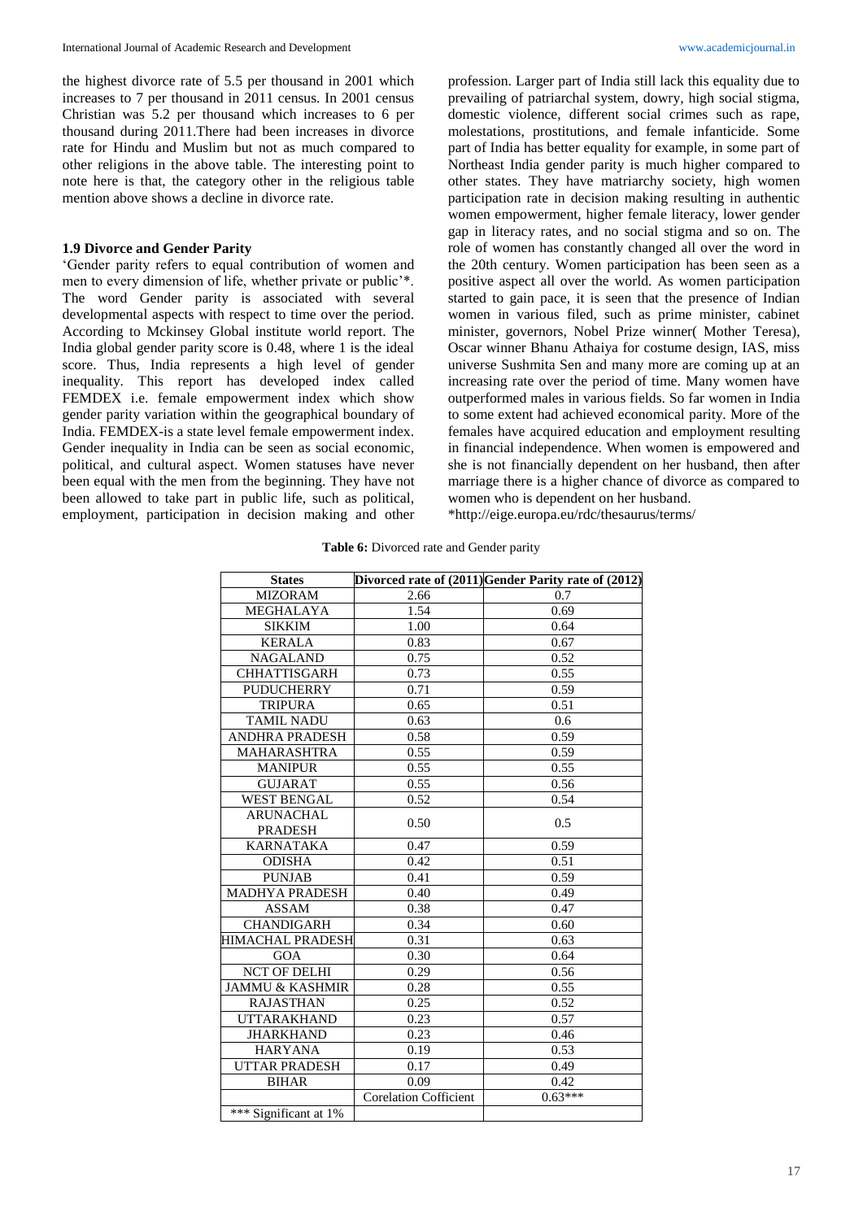the highest divorce rate of 5.5 per thousand in 2001 which increases to 7 per thousand in 2011 census. In 2001 census Christian was 5.2 per thousand which increases to 6 per thousand during 2011.There had been increases in divorce rate for Hindu and Muslim but not as much compared to other religions in the above table. The interesting point to note here is that, the category other in the religious table mention above shows a decline in divorce rate.

### 1.9 Divorce and Gender Parity

'Gender parity refers to equal contribution of women and men to every dimension of life, whether private or public'*. The word Gender parity is associated with several developmental aspects with respect to time over the period. According to Mckinsey Global institute world report. The India global gender parity score is 0.48, where 1 is the ideal score. Thus, India represents a high level of gender inequality. This report has developed index called FEMDEX i.e. female empowerment index which show gender parity variation within the geographical boundary of India. FEMDEX-is a state level female empowerment index. Gender inequality in India can be seen as social economic, political, and cultural aspect. Women statuses have never been equal with the men from the beginning. They have not been allowed to take part in public life, such as political, employment, participation in decision making and other profession. Larger part of India still lack this equality due to prevailing of patriarchal system, dowry, high social stigma, domestic violence, different social crimes such as rape, molestations, prostitutions, and female infanticide. Some part of India has better equality for example, in some part of Northeast India gender parity is much higher compared to other states. They have matriarchy society, high women participation rate in decision making resulting in authentic women empowerment, higher female literacy, lower gender gap in literacy rates, and no social stigma and so on. The role of women has constantly changed all over the word in the 20th century. Women participation has been seen as a positive aspect all over the world. As women participation started to gain pace, it is seen that the presence of Indian women in various filed, such as prime minister, cabinet minister, governors, Nobel Prize winner( Mother Teresa), Oscar winner Bhanu Athaiya for costume design, IAS, miss universe Sushmita Sen and many more are coming up at an increasing rate over the period of time. Many women have outperformed males in various fields. So far women in India to some extent had achieved economical parity. More of the females have acquired education and employment resulting in financial independence. When women is empowered and she is not financially dependent on her husband, then after marriage there is a higher chance of divorce as compared to women who is dependent on her husband.

*http://eige.europa.eu/rdc/thesaurus/terms/

**Table 6:** Divorced rate and Gender parity

| States | Divorced rate of (2011) | Gender Parity rate of (2012) |
|---|---|---|
| MIZORAM | 2.66 | 0.7 |
| MEGHALAYA | 1.54 | 0.69 |
| SIKKIM | 1.00 | 0.64 |
| KERALA | 0.83 | 0.67 |
| NAGALAND | 0.75 | 0.52 |
| CHHATTISGARH | 0.73 | 0.55 |
| PUDUCHERRY | 0.71 | 0.59 |
| TRIPURA | 0.65 | 0.51 |
| TAMIL NADU | 0.63 | 0.6 |
| ANDHRA PRADESH | 0.58 | 0.59 |
| MAHARASHTRA | 0.55 | 0.59 |
| MANIPUR | 0.55 | 0.55 |
| GUJARAT | 0.55 | 0.56 |
| WEST BENGAL | 0.52 | 0.54 |
| ARUNACHAL PRADESH | 0.50 | 0.5 |
| KARNATAKA | 0.47 | 0.59 |
| ODISHA | 0.42 | 0.51 |
| PUNJAB | 0.41 | 0.59 |
| MADHYA PRADESH | 0.40 | 0.49 |
| ASSAM | 0.38 | 0.47 |
| CHANDIGARH | 0.34 | 0.60 |
| HIMACHAL PRADESH | 0.31 | 0.63 |
| GOA | 0.30 | 0.64 |
| NCT OF DELHI | 0.29 | 0.56 |
| JAMMU & KASHMIR | 0.28 | 0.55 |
| RAJASTHAN | 0.25 | 0.52 |
| UTTARAKHAND | 0.23 | 0.57 |
| JHARKHAND | 0.23 | 0.46 |
| HARYANA | 0.19 | 0.53 |
| UTTAR PRADESH | 0.17 | 0.49 |
| BIHAR | 0.09 | 0.42 |
| | Corelation Cofficient | 0.63*** |
| *** Significant at 1% | | |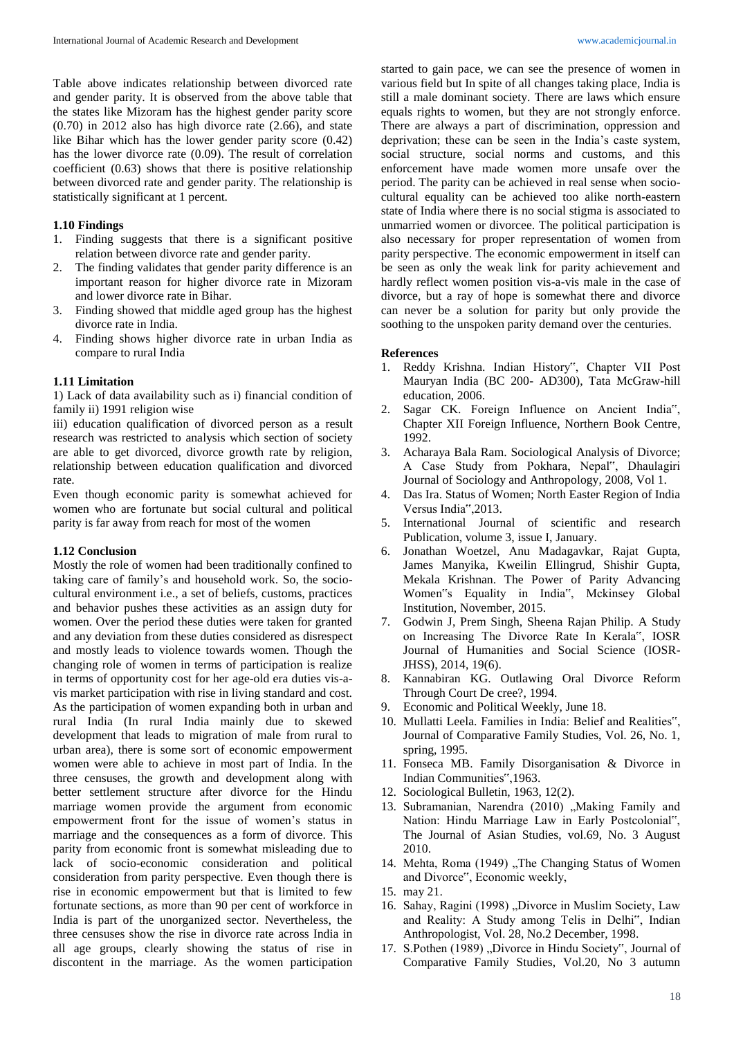Table above indicates relationship between divorced rate and gender parity. It is observed from the above table that the states like Mizoram has the highest gender parity score (0.70) in 2012 also has high divorce rate (2.66), and state like Bihar which has the lower gender parity score (0.42) has the lower divorce rate (0.09). The result of correlation coefficient (0.63) shows that there is positive relationship between divorced rate and gender parity. The relationship is statistically significant at 1 percent.

### 1.10 Findings

1. Finding suggests that there is a significant positive relation between divorce rate and gender parity.
2. The finding validates that gender parity difference is an important reason for higher divorce rate in Mizoram and lower divorce rate in Bihar.
3. Finding showed that middle aged group has the highest divorce rate in India.
4. Finding shows higher divorce rate in urban India as compare to rural India

### 1.11 Limitation

1) Lack of data availability such as i) financial condition of family ii) 1991 religion wise

iii) education qualification of divorced person as a result research was restricted to analysis which section of society are able to get divorced, divorce growth rate by religion, relationship between education qualification and divorced rate.

Even though economic parity is somewhat achieved for women who are fortunate but social cultural and political parity is far away from reach for most of the women

### 1.12 Conclusion

Mostly the role of women had been traditionally confined to taking care of family's and household work. So, the socio-cultural environment i.e., a set of beliefs, customs, practices and behavior pushes these activities as an assign duty for women. Over the period these duties were taken for granted and any deviation from these duties considered as disrespect and mostly leads to violence towards women. Though the changing role of women in terms of participation is realize in terms of opportunity cost for her age-old era duties vis-a-vis market participation with rise in living standard and cost. As the participation of women expanding both in urban and rural India (In rural India mainly due to skewed development that leads to migration of male from rural to urban area), there is some sort of economic empowerment women were able to achieve in most part of India. In the three censuses, the growth and development along with better settlement structure after divorce for the Hindu marriage women provide the argument from economic empowerment front for the issue of women's status in marriage and the consequences as a form of divorce. This parity from economic front is somewhat misleading due to lack of socio-economic consideration and political consideration from parity perspective. Even though there is rise in economic empowerment but that is limited to few fortunate sections, as more than 90 per cent of workforce in India is part of the unorganized sector. Nevertheless, the three censuses show the rise in divorce rate across India in all age groups, clearly showing the status of rise in discontent in the marriage. As the women participation started to gain pace, we can see the presence of women in various field but In spite of all changes taking place, India is still a male dominant society. There are laws which ensure equals rights to women, but they are not strongly enforce. There are always a part of discrimination, oppression and deprivation; these can be seen in the India's caste system, social structure, social norms and customs, and this enforcement have made women more unsafe over the period. The parity can be achieved in real sense when socio-cultural equality can be achieved too alike north-eastern state of India where there is no social stigma is associated to unmarried women or divorcee. The political participation is also necessary for proper representation of women from parity perspective. The economic empowerment in itself can be seen as only the weak link for parity achievement and hardly reflect women position vis-a-vis male in the case of divorce, but a ray of hope is somewhat there and divorce can never be a solution for parity but only provide the soothing to the unspoken parity demand over the centuries.

### References

1. Reddy Krishna. Indian History", Chapter VII Post Mauryan India (BC 200- AD300), Tata McGraw-hill education, 2006.
2. Sagar CK. Foreign Influence on Ancient India", Chapter XII Foreign Influence, Northern Book Centre, 1992.
3. Acharaya Bala Ram. Sociological Analysis of Divorce; A Case Study from Pokhara, Nepal", Dhaulagiri Journal of Sociology and Anthropology, 2008, Vol 1.
4. Das Ira. Status of Women; North Easter Region of India Versus India",2013.
5. International Journal of scientific and research Publication, volume 3, issue I, January.
6. Jonathan Woetzel, Anu Madagavkar, Rajat Gupta, James Manyika, Kweilin Ellingrud, Shishir Gupta, Mekala Krishnan. The Power of Parity Advancing Women"s Equality in India", Mckinsey Global Institution, November, 2015.
7. Godwin J, Prem Singh, Sheena Rajan Philip. A Study on Increasing The Divorce Rate In Kerala", IOSR Journal of Humanities and Social Science (IOSR-JHSS), 2014, 19(6).
8. Kannabiran KG. Outlawing Oral Divorce Reform Through Court De cree?, 1994.
9. Economic and Political Weekly, June 18.
10. Mullatti Leela. Families in India: Belief and Realities", Journal of Comparative Family Studies, Vol. 26, No. 1, spring, 1995.
11. Fonseca MB. Family Disorganisation & Divorce in Indian Communities",1963.
12. Sociological Bulletin, 1963, 12(2).
13. Subramanian, Narendra (2010) „Making Family and Nation: Hindu Marriage Law in Early Postcolonial", The Journal of Asian Studies, vol.69, No. 3 August 2010.
14. Mehta, Roma (1949) „The Changing Status of Women and Divorce", Economic weekly,
15. may 21.
16. Sahay, Ragini (1998) „Divorce in Muslim Society, Law and Reality: A Study among Telis in Delhi", Indian Anthropologist, Vol. 28, No.2 December, 1998.
17. S.Pothen (1989) „Divorce in Hindu Society", Journal of Comparative Family Studies, Vol.20, No 3 autumn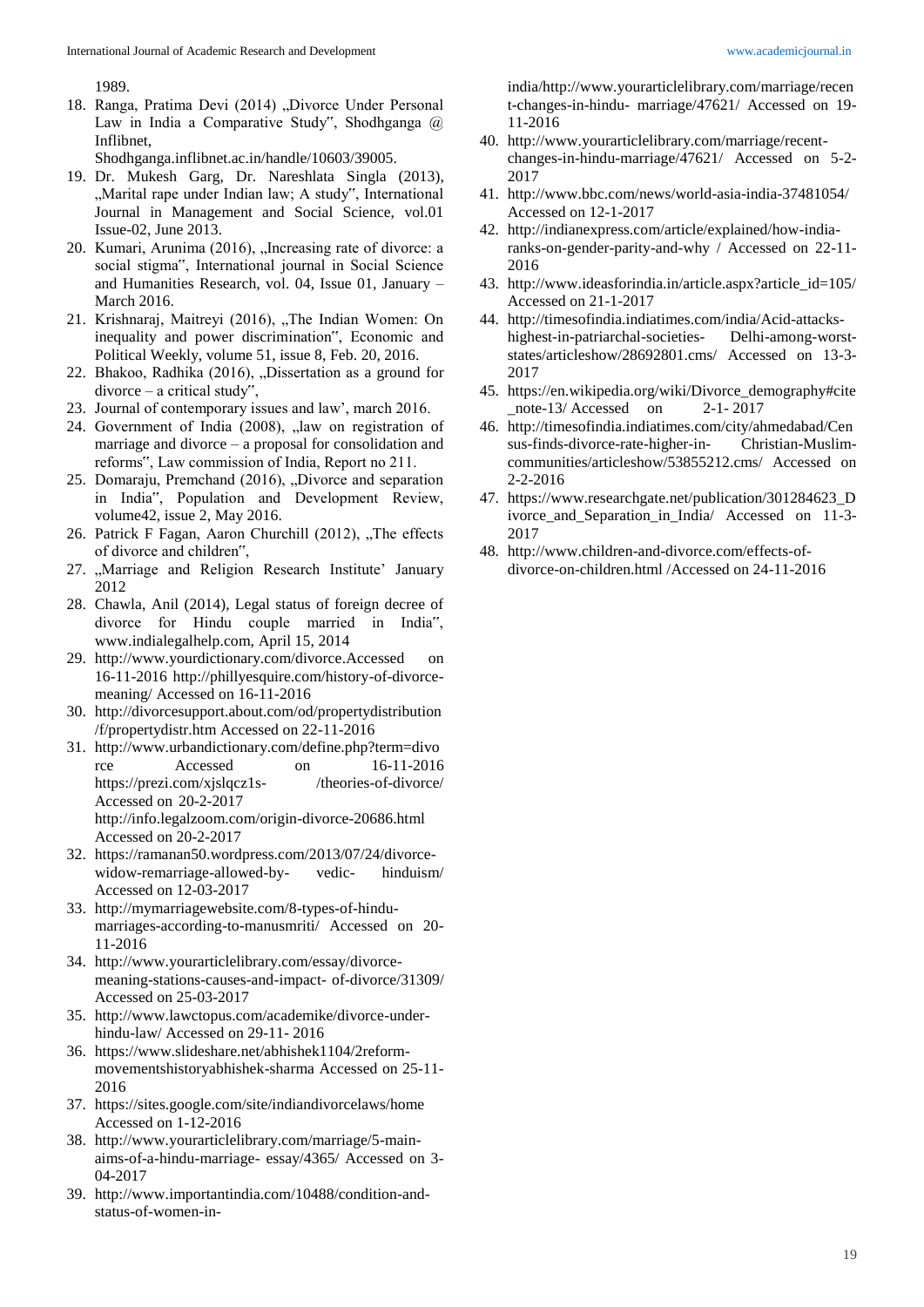1989.

18. Ranga, Pratima Devi (2014) „Divorce Under Personal Law in India a Comparative Study", Shodhganga @ Inflibnet, Shodhganga.inflibnet.ac.in/handle/10603/39005.
19. Dr. Mukesh Garg, Dr. Nareshlata Singla (2013), „Marital rape under Indian law; A study", International Journal in Management and Social Science, vol.01 Issue-02, June 2013.
20. Kumari, Arunima (2016), „Increasing rate of divorce: a social stigma", International journal in Social Science and Humanities Research, vol. 04, Issue 01, January – March 2016.
21. Krishnaraj, Maitreyi (2016), „The Indian Women: On inequality and power discrimination", Economic and Political Weekly, volume 51, issue 8, Feb. 20, 2016.
22. Bhakoo, Radhika (2016), „Dissertation as a ground for divorce – a critical study",
23. Journal of contemporary issues and law', march 2016.
24. Government of India (2008), „law on registration of marriage and divorce – a proposal for consolidation and reforms", Law commission of India, Report no 211.
25. Domaraju, Premchand (2016), „Divorce and separation in India", Population and Development Review, volume42, issue 2, May 2016.
26. Patrick F Fagan, Aaron Churchill (2012), „The effects of divorce and children",
27. „Marriage and Religion Research Institute' January 2012
28. Chawla, Anil (2014), Legal status of foreign decree of divorce for Hindu couple married in India", www.indialegalhelp.com, April 15, 2014
29. http://www.yourdictionary.com/divorce.Accessed on 16-11-2016 http://phillyesquire.com/history-of-divorce-meaning/ Accessed on 16-11-2016
30. http://divorcesupport.about.com/od/propertydistribution /f/propertydistr.htm Accessed on 22-11-2016
31. http://www.urbandictionary.com/define.php?term=divorce Accessed on 16-11-2016 https://prezi.com/xjslqcz1s- /theories-of-divorce/ Accessed on 20-2-2017 http://info.legalzoom.com/origin-divorce-20686.html Accessed on 20-2-2017
32. https://ramanan50.wordpress.com/2013/07/24/divorce-widow-remarriage-allowed-by- vedic- hinduism/ Accessed on 12-03-2017
33. http://mymarriagewebsite.com/8-types-of-hindu-marriages-according-to-manusmriti/ Accessed on 20-11-2016
34. http://www.yourarticlelibrary.com/essay/divorce-meaning-stations-causes-and-impact- of-divorce/31309/ Accessed on 25-03-2017
35. http://www.lawctopus.com/academike/divorce-under-hindu-law/ Accessed on 29-11- 2016
36. https://www.slideshare.net/abhishek1104/2reform-movementshistoryabhishek-sharma Accessed on 25-11-2016
37. https://sites.google.com/site/indiandivorcelaws/home Accessed on 1-12-2016
38. http://www.yourarticlelibrary.com/marriage/5-main-aims-of-a-hindu-marriage- essay/4365/ Accessed on 3-04-2017
39. http://www.importantindia.com/10488/condition-and-status-of-women-in-india/http://www.yourarticlelibrary.com/marriage/recent-changes-in-hindu- marriage/47621/ Accessed on 19-11-2016
40. http://www.yourarticlelibrary.com/marriage/recent-changes-in-hindu-marriage/47621/ Accessed on 5-2-2017
41. http://www.bbc.com/news/world-asia-india-37481054/ Accessed on 12-1-2017
42. http://indianexpress.com/article/explained/how-india-ranks-on-gender-parity-and-why / Accessed on 22-11-2016
43. http://www.ideasforindia.in/article.aspx?article_id=105/ Accessed on 21-1-2017
44. http://timesofindia.indiatimes.com/india/Acid-attacks-highest-in-patriarchal-societies- Delhi-among-worst-states/articleshow/28692801.cms/ Accessed on 13-3-2017
45. https://en.wikipedia.org/wiki/Divorce_demography#cite_note-13/ Accessed on 2-1- 2017
46. http://timesofindia.indiatimes.com/city/ahmedabad/Census-finds-divorce-rate-higher-in- Christian-Muslim-communities/articleshow/53855212.cms/ Accessed on 2-2-2016
47. https://www.researchgate.net/publication/301284623_Divorce_and_Separation_in_India/ Accessed on 11-3-2017
48. http://www.children-and-divorce.com/effects-of-divorce-on-children.html /Accessed on 24-11-2016